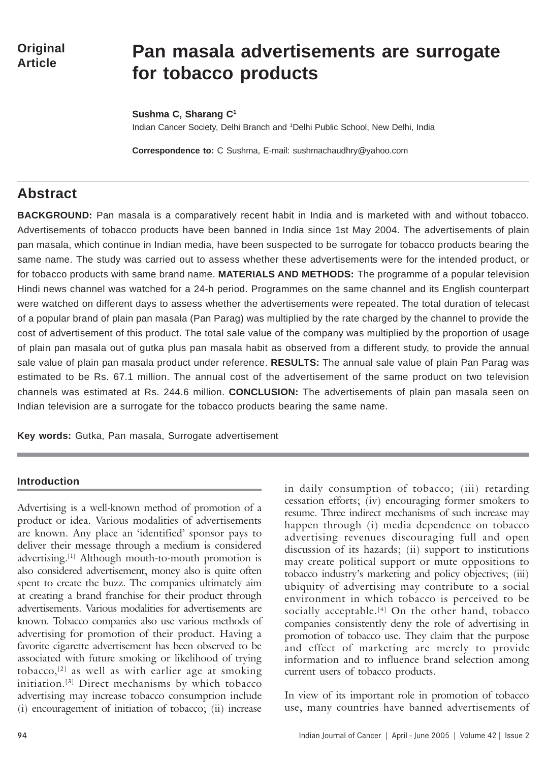Original Article

# Pan masala advertisements are surrogate for tobacco products

**Sushma C, Sharang C**[1]

Indian Cancer Society, Delhi Branch and [1]Delhi Public School, New Delhi, India

**Correspondence to:** C Sushma, E-mail: sushmachaudhry@yahoo.com

## Abstract

**BACKGROUND:** Pan masala is a comparatively recent habit in India and is marketed with and without tobacco. Advertisements of tobacco products have been banned in India since 1st May 2004. The advertisements of plain pan masala, which continue in Indian media, have been suspected to be surrogate for tobacco products bearing the same name. The study was carried out to assess whether these advertisements were for the intended product, or for tobacco products with same brand name. **MATERIALS AND METHODS:** The programme of a popular television Hindi news channel was watched for a 24-h period. Programmes on the same channel and its English counterpart were watched on different days to assess whether the advertisements were repeated. The total duration of telecast of a popular brand of plain pan masala (Pan Parag) was multiplied by the rate charged by the channel to provide the cost of advertisement of this product. The total sale value of the company was multiplied by the proportion of usage of plain pan masala out of gutka plus pan masala habit as observed from a different study, to provide the annual sale value of plain pan masala product under reference. **RESULTS:** The annual sale value of plain Pan Parag was estimated to be Rs. 67.1 million. The annual cost of the advertisement of the same product on two television channels was estimated at Rs. 244.6 million. **CONCLUSION:** The advertisements of plain pan masala seen on Indian television are a surrogate for the tobacco products bearing the same name.

**Key words:** Gutka, Pan masala, Surrogate advertisement

### Introduction

Advertising is a well-known method of promotion of a product or idea. Various modalities of advertisements are known. Any place an 'identified' sponsor pays to deliver their message through a medium is considered advertising.[1] Although mouth-to-mouth promotion is also considered advertisement, money also is quite often spent to create the buzz. The companies ultimately aim at creating a brand franchise for their product through advertisements. Various modalities for advertisements are known. Tobacco companies also use various methods of advertising for promotion of their product. Having a favorite cigarette advertisement has been observed to be associated with future smoking or likelihood of trying tobacco,[2] as well as with earlier age at smoking initiation.[3] Direct mechanisms by which tobacco advertising may increase tobacco consumption include (i) encouragement of initiation of tobacco; (ii) increase in daily consumption of tobacco; (iii) retarding cessation efforts; (iv) encouraging former smokers to resume. Three indirect mechanisms of such increase may happen through (i) media dependence on tobacco advertising revenues discouraging full and open discussion of its hazards; (ii) support to institutions may create political support or mute oppositions to tobacco industry's marketing and policy objectives; (iii) ubiquity of advertising may contribute to a social environment in which tobacco is perceived to be socially acceptable.[4] On the other hand, tobacco companies consistently deny the role of advertising in promotion of tobacco use. They claim that the purpose and effect of marketing are merely to provide information and to influence brand selection among current users of tobacco products.

In view of its important role in promotion of tobacco use, many countries have banned advertisements of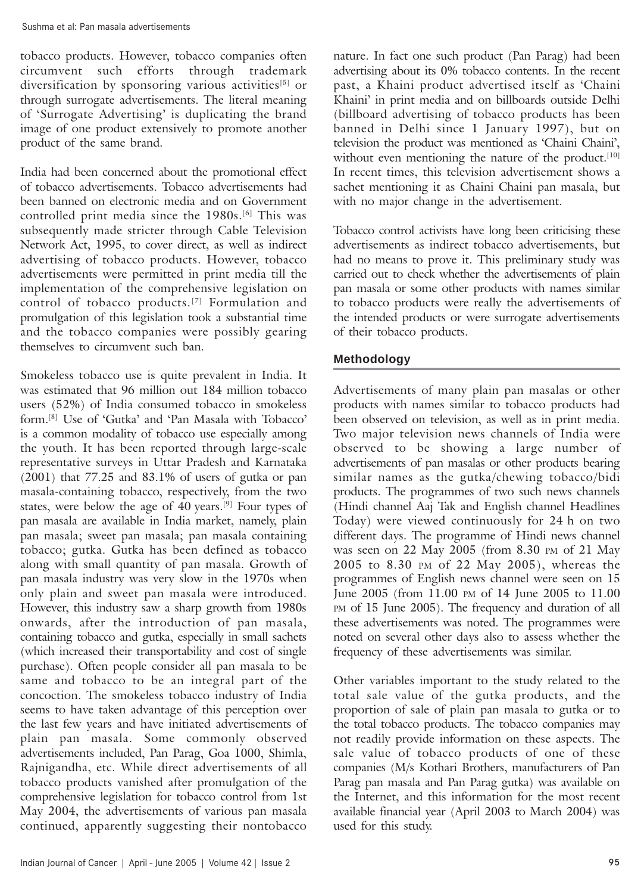tobacco products. However, tobacco companies often circumvent such efforts through trademark diversification by sponsoring various activities[5] or through surrogate advertisements. The literal meaning of 'Surrogate Advertising' is duplicating the brand image of one product extensively to promote another product of the same brand.

India had been concerned about the promotional effect of tobacco advertisements. Tobacco advertisements had been banned on electronic media and on Government controlled print media since the 1980s.[6] This was subsequently made stricter through Cable Television Network Act, 1995, to cover direct, as well as indirect advertising of tobacco products. However, tobacco advertisements were permitted in print media till the implementation of the comprehensive legislation on control of tobacco products.[7] Formulation and promulgation of this legislation took a substantial time and the tobacco companies were possibly gearing themselves to circumvent such ban.

Smokeless tobacco use is quite prevalent in India. It was estimated that 96 million out 184 million tobacco users (52%) of India consumed tobacco in smokeless form.[8] Use of 'Gutka' and 'Pan Masala with Tobacco' is a common modality of tobacco use especially among the youth. It has been reported through large-scale representative surveys in Uttar Pradesh and Karnataka (2001) that 77.25 and 83.1% of users of gutka or pan masala-containing tobacco, respectively, from the two states, were below the age of 40 years.[9] Four types of pan masala are available in India market, namely, plain pan masala; sweet pan masala; pan masala containing tobacco; gutka. Gutka has been defined as tobacco along with small quantity of pan masala. Growth of pan masala industry was very slow in the 1970s when only plain and sweet pan masala were introduced. However, this industry saw a sharp growth from 1980s onwards, after the introduction of pan masala, containing tobacco and gutka, especially in small sachets (which increased their transportability and cost of single purchase). Often people consider all pan masala to be same and tobacco to be an integral part of the concoction. The smokeless tobacco industry of India seems to have taken advantage of this perception over the last few years and have initiated advertisements of plain pan masala. Some commonly observed advertisements included, Pan Parag, Goa 1000, Shimla, Rajnigandha, etc. While direct advertisements of all tobacco products vanished after promulgation of the comprehensive legislation for tobacco control from 1st May 2004, the advertisements of various pan masala continued, apparently suggesting their nontobacco nature. In fact one such product (Pan Parag) had been advertising about its 0% tobacco contents. In the recent past, a Khaini product advertised itself as 'Chaini Khaini' in print media and on billboards outside Delhi (billboard advertising of tobacco products has been banned in Delhi since 1 January 1997), but on television the product was mentioned as 'Chaini Chaini', without even mentioning the nature of the product.[10] In recent times, this television advertisement shows a sachet mentioning it as Chaini Chaini pan masala, but with no major change in the advertisement.

Tobacco control activists have long been criticising these advertisements as indirect tobacco advertisements, but had no means to prove it. This preliminary study was carried out to check whether the advertisements of plain pan masala or some other products with names similar to tobacco products were really the advertisements of the intended products or were surrogate advertisements of their tobacco products.

## Methodology

Advertisements of many plain pan masalas or other products with names similar to tobacco products had been observed on television, as well as in print media. Two major television news channels of India were observed to be showing a large number of advertisements of pan masalas or other products bearing similar names as the gutka/chewing tobacco/bidi products. The programmes of two such news channels (Hindi channel Aaj Tak and English channel Headlines Today) were viewed continuously for 24 h on two different days. The programme of Hindi news channel was seen on 22 May 2005 (from 8.30 PM of 21 May 2005 to 8.30 PM of 22 May 2005), whereas the programmes of English news channel were seen on 15 June 2005 (from 11.00 PM of 14 June 2005 to 11.00 PM of 15 June 2005). The frequency and duration of all these advertisements was noted. The programmes were noted on several other days also to assess whether the frequency of these advertisements was similar.

Other variables important to the study related to the total sale value of the gutka products, and the proportion of sale of plain pan masala to gutka or to the total tobacco products. The tobacco companies may not readily provide information on these aspects. The sale value of tobacco products of one of these companies (M/s Kothari Brothers, manufacturers of Pan Parag pan masala and Pan Parag gutka) was available on the Internet, and this information for the most recent available financial year (April 2003 to March 2004) was used for this study.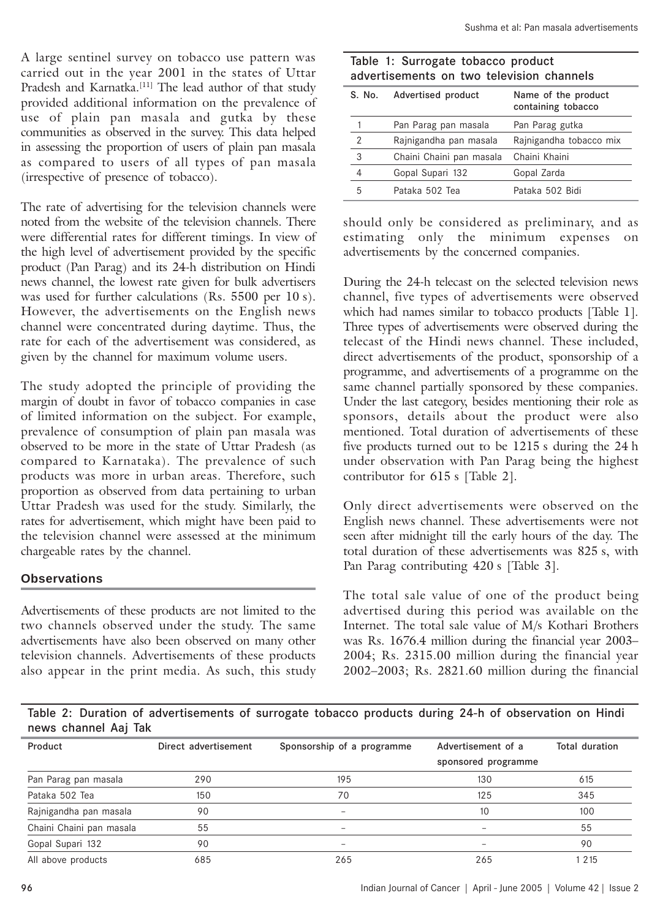A large sentinel survey on tobacco use pattern was carried out in the year 2001 in the states of Uttar Pradesh and Karnatka.[11] The lead author of that study provided additional information on the prevalence of use of plain pan masala and gutka by these communities as observed in the survey. This data helped in assessing the proportion of users of plain pan masala as compared to users of all types of pan masala (irrespective of presence of tobacco).

The rate of advertising for the television channels were noted from the website of the television channels. There were differential rates for different timings. In view of the high level of advertisement provided by the specific product (Pan Parag) and its 24-h distribution on Hindi news channel, the lowest rate given for bulk advertisers was used for further calculations (Rs. 5500 per 10 s). However, the advertisements on the English news channel were concentrated during daytime. Thus, the rate for each of the advertisement was considered, as given by the channel for maximum volume users.

The study adopted the principle of providing the margin of doubt in favor of tobacco companies in case of limited information on the subject. For example, prevalence of consumption of plain pan masala was observed to be more in the state of Uttar Pradesh (as compared to Karnataka). The prevalence of such products was more in urban areas. Therefore, such proportion as observed from data pertaining to urban Uttar Pradesh was used for the study. Similarly, the rates for advertisement, which might have been paid to the television channel were assessed at the minimum chargeable rates by the channel.

## Observations

Advertisements of these products are not limited to the two channels observed under the study. The same advertisements have also been observed on many other television channels. Advertisements of these products also appear in the print media. As such, this study should only be considered as preliminary, and as estimating only the minimum expenses on advertisements by the concerned companies.

Table 1: Surrogate tobacco product advertisements on two television channels

| S. No. | Advertised product | Name of the product containing tobacco |
|---|---|---|
| 1 | Pan Parag pan masala | Pan Parag gutka |
| 2 | Rajnigandha pan masala | Rajnigandha tobacco mix |
| 3 | Chaini Chaini pan masala | Chaini Khaini |
| 4 | Gopal Supari 132 | Gopal Zarda |
| 5 | Pataka 502 Tea | Pataka 502 Bidi |

During the 24-h telecast on the selected television news channel, five types of advertisements were observed which had names similar to tobacco products [Table 1]. Three types of advertisements were observed during the telecast of the Hindi news channel. These included, direct advertisements of the product, sponsorship of a programme, and advertisements of a programme on the same channel partially sponsored by these companies. Under the last category, besides mentioning their role as sponsors, details about the product were also mentioned. Total duration of advertisements of these five products turned out to be 1215 s during the 24 h under observation with Pan Parag being the highest contributor for 615 s [Table 2].

Only direct advertisements were observed on the English news channel. These advertisements were not seen after midnight till the early hours of the day. The total duration of these advertisements was 825 s, with Pan Parag contributing 420 s [Table 3].

The total sale value of one of the product being advertised during this period was available on the Internet. The total sale value of M/s Kothari Brothers was Rs. 1676.4 million during the financial year 2003–2004; Rs. 2315.00 million during the financial year 2002–2003; Rs. 2821.60 million during the financial

Table 2: Duration of advertisements of surrogate tobacco products during 24-h of observation on Hindi news channel Aaj Tak

| Product | Direct advertisement | Sponsorship of a programme | Advertisement of a sponsored programme | Total duration |
|---|---|---|---|---|
| Pan Parag pan masala | 290 | 195 | 130 | 615 |
| Pataka 502 Tea | 150 | 70 | 125 | 345 |
| Rajnigandha pan masala | 90 | – | 10 | 100 |
| Chaini Chaini pan masala | 55 | – | – | 55 |
| Gopal Supari 132 | 90 | – | – | 90 |
| All above products | 685 | 265 | 265 | 1 215 |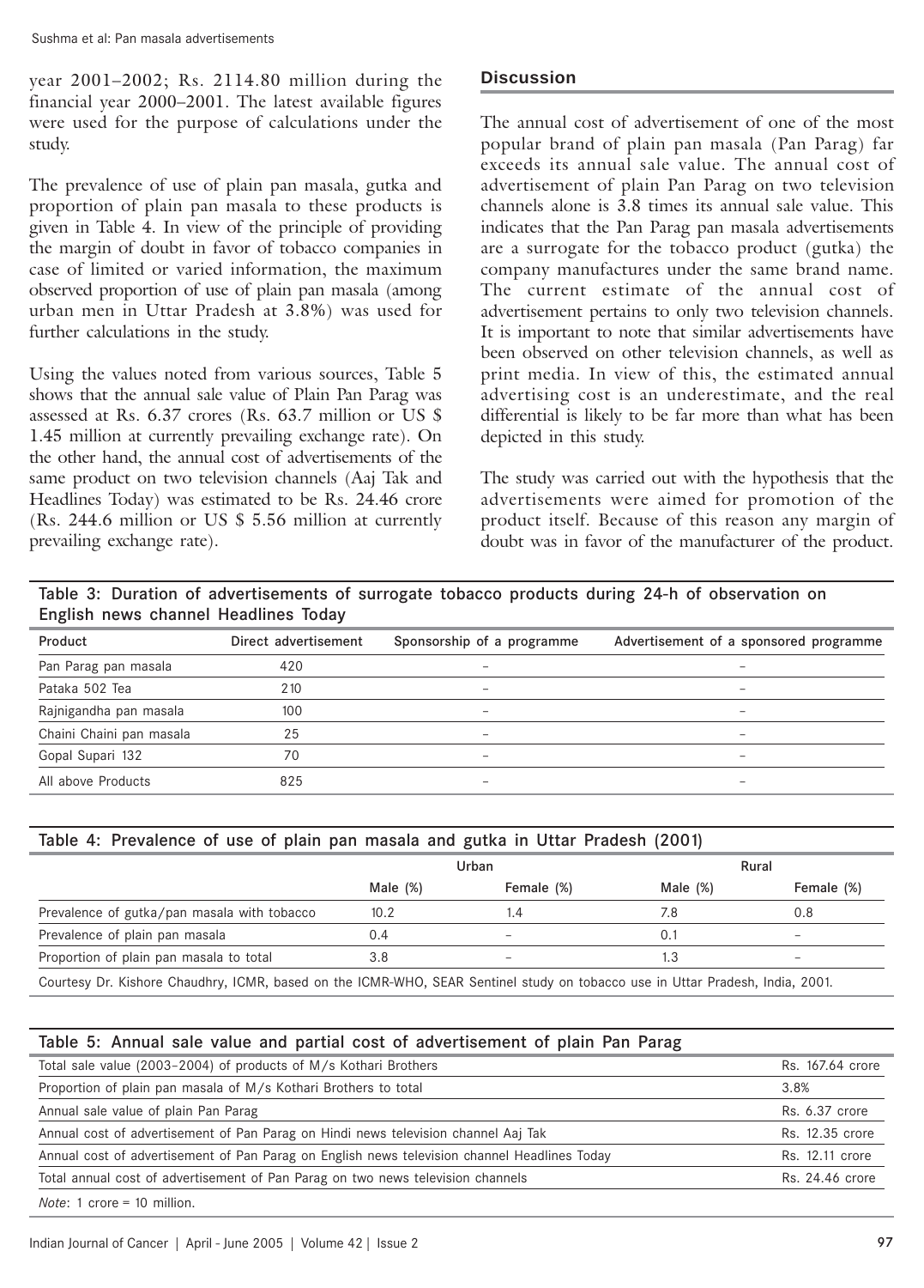year 2001–2002; Rs. 2114.80 million during the financial year 2000–2001. The latest available figures were used for the purpose of calculations under the study.

The prevalence of use of plain pan masala, gutka and proportion of plain pan masala to these products is given in Table 4. In view of the principle of providing the margin of doubt in favor of tobacco companies in case of limited or varied information, the maximum observed proportion of use of plain pan masala (among urban men in Uttar Pradesh at 3.8%) was used for further calculations in the study.

Using the values noted from various sources, Table 5 shows that the annual sale value of Plain Pan Parag was assessed at Rs. 6.37 crores (Rs. 63.7 million or US $ 1.45 million at currently prevailing exchange rate). On the other hand, the annual cost of advertisements of the same product on two television channels (Aaj Tak and Headlines Today) was estimated to be Rs. 24.46 crore (Rs. 244.6 million or US $ 5.56 million at currently prevailing exchange rate).

## Discussion

The annual cost of advertisement of one of the most popular brand of plain pan masala (Pan Parag) far exceeds its annual sale value. The annual cost of advertisement of plain Pan Parag on two television channels alone is 3.8 times its annual sale value. This indicates that the Pan Parag pan masala advertisements are a surrogate for the tobacco product (gutka) the company manufactures under the same brand name. The current estimate of the annual cost of advertisement pertains to only two television channels. It is important to note that similar advertisements have been observed on other television channels, as well as print media. In view of this, the estimated annual advertising cost is an underestimate, and the real differential is likely to be far more than what has been depicted in this study.

The study was carried out with the hypothesis that the advertisements were aimed for promotion of the product itself. Because of this reason any margin of doubt was in favor of the manufacturer of the product.

**Table 3: Duration of advertisements of surrogate tobacco products during 24-h of observation on English news channel Headlines Today**

| Product | Direct advertisement | Sponsorship of a programme | Advertisement of a sponsored programme |
|---|---|---|---|
| Pan Parag pan masala | 420 | – | – |
| Pataka 502 Tea | 210 | – | – |
| Rajnigandha pan masala | 100 | – | – |
| Chaini Chaini pan masala | 25 | – | – |
| Gopal Supari 132 | 70 | – | – |
| All above Products | 825 | – | – |

**Table 4: Prevalence of use of plain pan masala and gutka in Uttar Pradesh (2001)**

| | Urban | | Rural | |
|---|---|---|---|---|
| | Male (%) | Female (%) | Male (%) | Female (%) |
| Prevalence of gutka/pan masala with tobacco | 10.2 | 1.4 | 7.8 | 0.8 |
| Prevalence of plain pan masala | 0.4 | – | 0.1 | – |
| Proportion of plain pan masala to total | 3.8 | – | 1.3 | – |

Courtesy Dr. Kishore Chaudhry, ICMR, based on the ICMR-WHO, SEAR Sentinel study on tobacco use in Uttar Pradesh, India, 2001.

**Table 5: Annual sale value and partial cost of advertisement of plain Pan Parag**

| Item | Value |
|---|---|
| Total sale value (2003–2004) of products of M/s Kothari Brothers | Rs. 167.64 crore |
| Proportion of plain pan masala of M/s Kothari Brothers to total | 3.8% |
| Annual sale value of plain Pan Parag | Rs. 6.37 crore |
| Annual cost of advertisement of Pan Parag on Hindi news television channel Aaj Tak | Rs. 12.35 crore |
| Annual cost of advertisement of Pan Parag on English news television channel Headlines Today | Rs. 12.11 crore |
| Total annual cost of advertisement of Pan Parag on two news television channels | Rs. 24.46 crore |

*Note*: 1 crore = 10 million.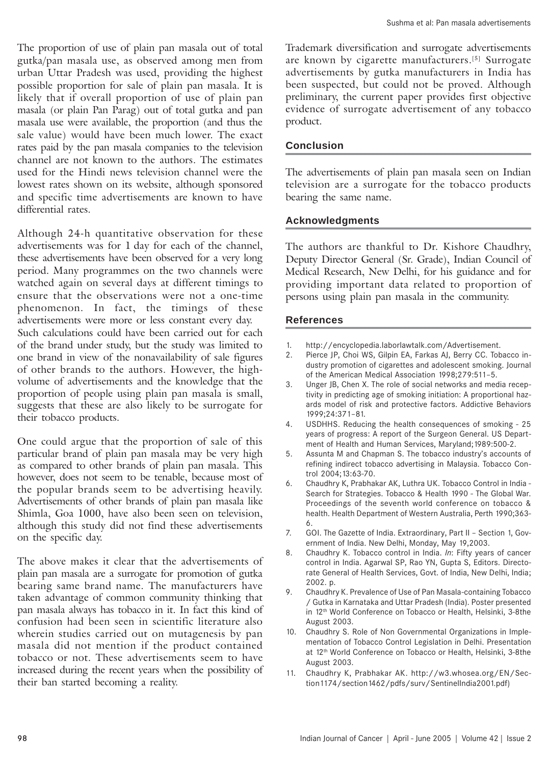The proportion of use of plain pan masala out of total gutka/pan masala use, as observed among men from urban Uttar Pradesh was used, providing the highest possible proportion for sale of plain pan masala. It is likely that if overall proportion of use of plain pan masala (or plain Pan Parag) out of total gutka and pan masala use were available, the proportion (and thus the sale value) would have been much lower. The exact rates paid by the pan masala companies to the television channel are not known to the authors. The estimates used for the Hindi news television channel were the lowest rates shown on its website, although sponsored and specific time advertisements are known to have differential rates.

Although 24-h quantitative observation for these advertisements was for 1 day for each of the channel, these advertisements have been observed for a very long period. Many programmes on the two channels were watched again on several days at different timings to ensure that the observations were not a one-time phenomenon. In fact, the timings of these advertisements were more or less constant every day. Such calculations could have been carried out for each of the brand under study, but the study was limited to one brand in view of the nonavailability of sale figures of other brands to the authors. However, the high-volume of advertisements and the knowledge that the proportion of people using plain pan masala is small, suggests that these are also likely to be surrogate for their tobacco products.

One could argue that the proportion of sale of this particular brand of plain pan masala may be very high as compared to other brands of plain pan masala. This however, does not seem to be tenable, because most of the popular brands seem to be advertising heavily. Advertisements of other brands of plain pan masala like Shimla, Goa 1000, have also been seen on television, although this study did not find these advertisements on the specific day.

The above makes it clear that the advertisements of plain pan masala are a surrogate for promotion of gutka bearing same brand name. The manufacturers have taken advantage of common community thinking that pan masala always has tobacco in it. In fact this kind of confusion had been seen in scientific literature also wherein studies carried out on mutagenesis by pan masala did not mention if the product contained tobacco or not. These advertisements seem to have increased during the recent years when the possibility of their ban started becoming a reality.

Trademark diversification and surrogate advertisements are known by cigarette manufacturers.[5] Surrogate advertisements by gutka manufacturers in India has been suspected, but could not be proved. Although preliminary, the current paper provides first objective evidence of surrogate advertisement of any tobacco product.

## Conclusion

The advertisements of plain pan masala seen on Indian television are a surrogate for the tobacco products bearing the same name.

## Acknowledgments

The authors are thankful to Dr. Kishore Chaudhry, Deputy Director General (Sr. Grade), Indian Council of Medical Research, New Delhi, for his guidance and for providing important data related to proportion of persons using plain pan masala in the community.

## References

1. http://encyclopedia.laborlawtalk.com/Advertisement.
2. Pierce JP, Choi WS, Gilpin EA, Farkas AJ, Berry CC. Tobacco industry promotion of cigarettes and adolescent smoking. Journal of the American Medical Association 1998;279:511–5.
3. Unger JB, Chen X. The role of social networks and media receptivity in predicting age of smoking initiation: A proportional hazards model of risk and protective factors. Addictive Behaviors 1999;24:371–81.
4. USDHHS. Reducing the health consequences of smoking - 25 years of progress: A report of the Surgeon General. US Department of Health and Human Services, Maryland;1989:500-2.
5. Assunta M and Chapman S. The tobacco industry's accounts of refining indirect tobacco advertising in Malaysia. Tobacco Control 2004;13:63-70.
6. Chaudhry K, Prabhakar AK, Luthra UK. Tobacco Control in India - Search for Strategies. Tobacco & Health 1990 - The Global War. Proceedings of the seventh world conference on tobacco & health. Health Department of Western Australia, Perth 1990;363-6.
7. GOI. The Gazette of India. Extraordinary, Part II – Section 1, Government of India. New Delhi, Monday, May 19,2003.
8. Chaudhry K. Tobacco control in India. *In*: Fifty years of cancer control in India. Agarwal SP, Rao YN, Gupta S, Editors. Directorate General of Health Services, Govt. of India, New Delhi, India; 2002. p.
9. Chaudhry K. Prevalence of Use of Pan Masala-containing Tobacco / Gutka in Karnataka and Uttar Pradesh (India). Poster presented in 12th World Conference on Tobacco or Health, Helsinki, 3-8the August 2003.
10. Chaudhry S. Role of Non Governmental Organizations in Implementation of Tobacco Control Legislation in Delhi. Presentation at 12th World Conference on Tobacco or Health, Helsinki, 3-8the August 2003.
11. Chaudhry K, Prabhakar AK. http://w3.whosea.org/EN/Section1174/section1462/pdfs/surv/SentinelIndia2001.pdf)